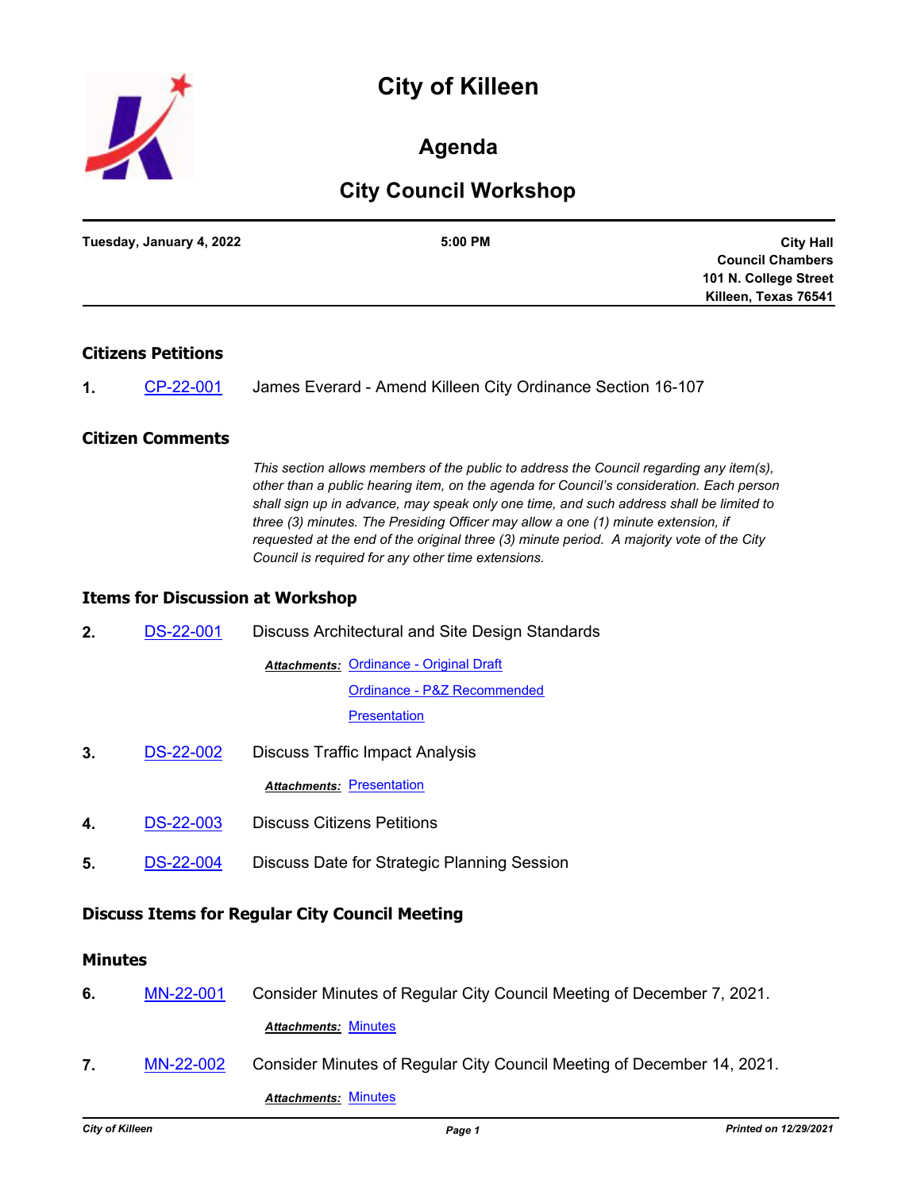# City of Killeen

## Agenda

## City Council Workshop

**Tuesday, January 4, 2022** **5:00 PM**

**City Hall**
**Council Chambers**
**101 N. College Street**
**Killeen, Texas 76541**

### Citizens Petitions

**1.** CP-22-001 James Everard - Amend Killeen City Ordinance Section 16-107

### Citizen Comments

*This section allows members of the public to address the Council regarding any item(s), other than a public hearing item, on the agenda for Council's consideration. Each person shall sign up in advance, may speak only one time, and such address shall be limited to three (3) minutes. The Presiding Officer may allow a one (1) minute extension, if requested at the end of the original three (3) minute period. A majority vote of the City Council is required for any other time extensions.*

### Items for Discussion at Workshop

**2.** DS-22-001 Discuss Architectural and Site Design Standards

***Attachments:*** Ordinance - Original Draft
Ordinance - P&Z Recommended
Presentation

**3.** DS-22-002 Discuss Traffic Impact Analysis

***Attachments:*** Presentation

**4.** DS-22-003 Discuss Citizens Petitions

**5.** DS-22-004 Discuss Date for Strategic Planning Session

### Discuss Items for Regular City Council Meeting

### Minutes

**6.** MN-22-001 Consider Minutes of Regular City Council Meeting of December 7, 2021.

***Attachments:*** Minutes

**7.** MN-22-002 Consider Minutes of Regular City Council Meeting of December 14, 2021.

***Attachments:*** Minutes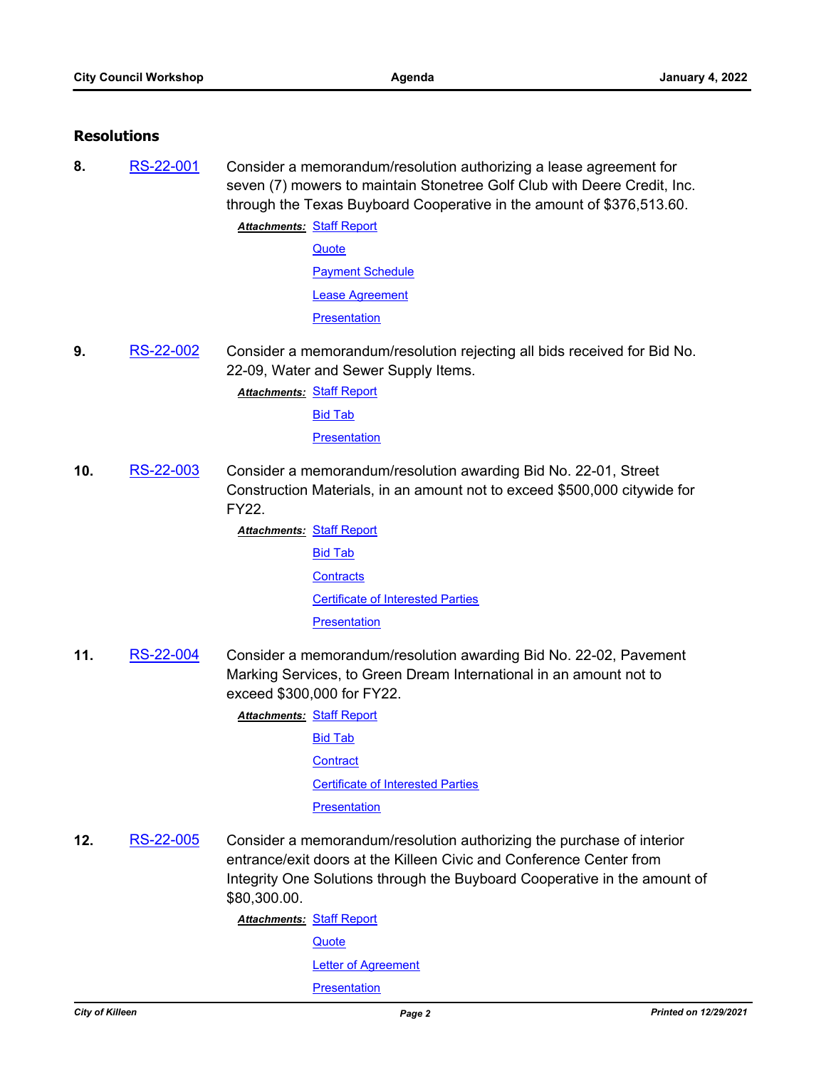## Resolutions

**8.** RS-22-001 Consider a memorandum/resolution authorizing a lease agreement for seven (7) mowers to maintain Stonetree Golf Club with Deere Credit, Inc. through the Texas Buyboard Cooperative in the amount of $376,513.60.

***Attachments:*** Staff Report
Quote
Payment Schedule
Lease Agreement
Presentation

**9.** RS-22-002 Consider a memorandum/resolution rejecting all bids received for Bid No. 22-09, Water and Sewer Supply Items.

***Attachments:*** Staff Report
Bid Tab
Presentation

**10.** RS-22-003 Consider a memorandum/resolution awarding Bid No. 22-01, Street Construction Materials, in an amount not to exceed $500,000 citywide for FY22.

***Attachments:*** Staff Report
Bid Tab
Contracts
Certificate of Interested Parties
Presentation

**11.** RS-22-004 Consider a memorandum/resolution awarding Bid No. 22-02, Pavement Marking Services, to Green Dream International in an amount not to exceed $300,000 for FY22.

***Attachments:*** Staff Report
Bid Tab
Contract
Certificate of Interested Parties
Presentation

**12.** RS-22-005 Consider a memorandum/resolution authorizing the purchase of interior entrance/exit doors at the Killeen Civic and Conference Center from Integrity One Solutions through the Buyboard Cooperative in the amount of $80,300.00.

***Attachments:*** Staff Report
Quote
Letter of Agreement
Presentation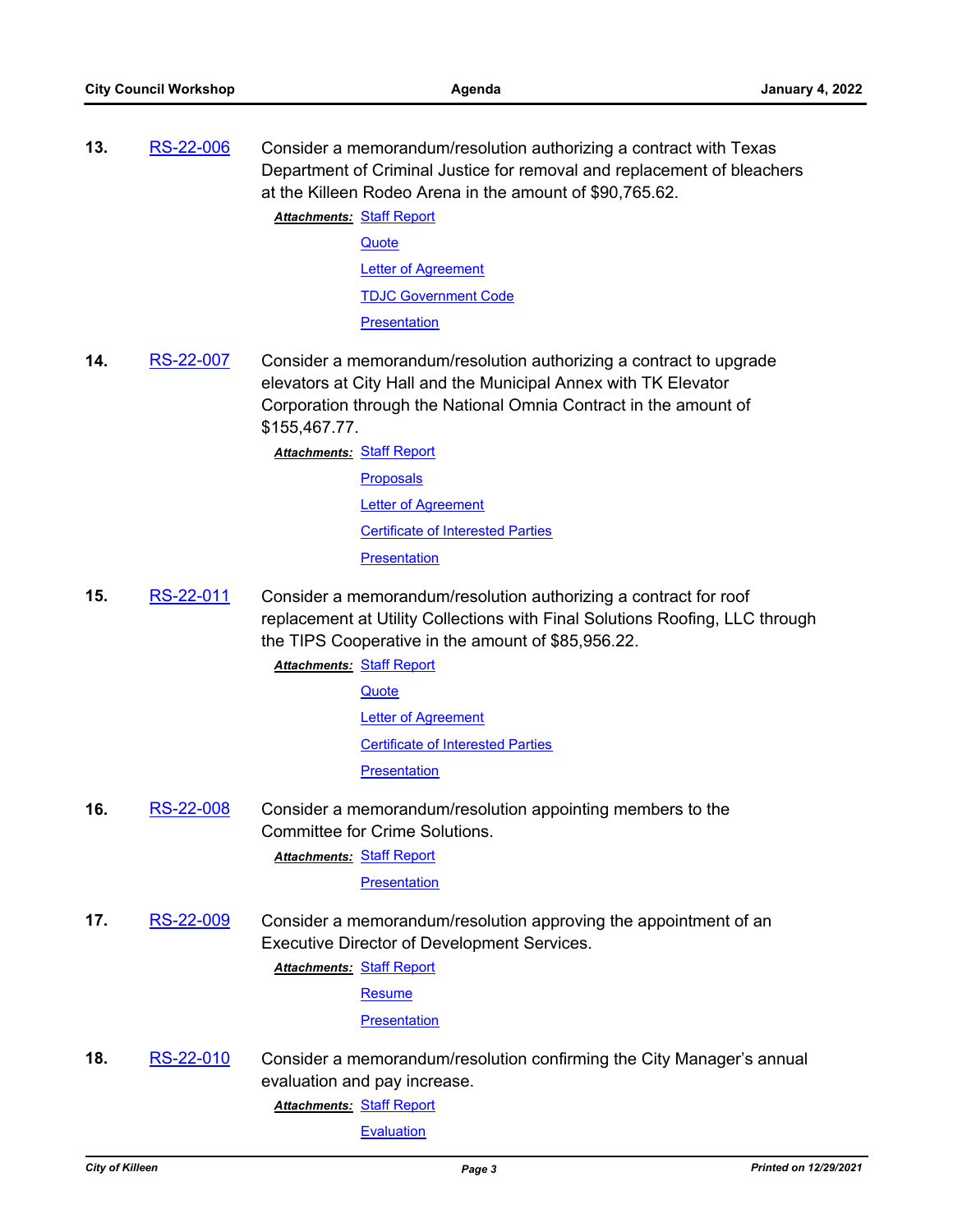**13.** RS-22-006 Consider a memorandum/resolution authorizing a contract with Texas Department of Criminal Justice for removal and replacement of bleachers at the Killeen Rodeo Arena in the amount of $90,765.62.

***Attachments:*** Staff Report
Quote
Letter of Agreement
TDJC Government Code
Presentation

**14.** RS-22-007 Consider a memorandum/resolution authorizing a contract to upgrade elevators at City Hall and the Municipal Annex with TK Elevator Corporation through the National Omnia Contract in the amount of $155,467.77.

***Attachments:*** Staff Report
Proposals
Letter of Agreement
Certificate of Interested Parties
Presentation

**15.** RS-22-011 Consider a memorandum/resolution authorizing a contract for roof replacement at Utility Collections with Final Solutions Roofing, LLC through the TIPS Cooperative in the amount of $85,956.22.

***Attachments:*** Staff Report
Quote
Letter of Agreement
Certificate of Interested Parties
Presentation

**16.** RS-22-008 Consider a memorandum/resolution appointing members to the Committee for Crime Solutions.

***Attachments:*** Staff Report
Presentation

**17.** RS-22-009 Consider a memorandum/resolution approving the appointment of an Executive Director of Development Services.

***Attachments:*** Staff Report
Resume
Presentation

**18.** RS-22-010 Consider a memorandum/resolution confirming the City Manager's annual evaluation and pay increase.

***Attachments:*** Staff Report
Evaluation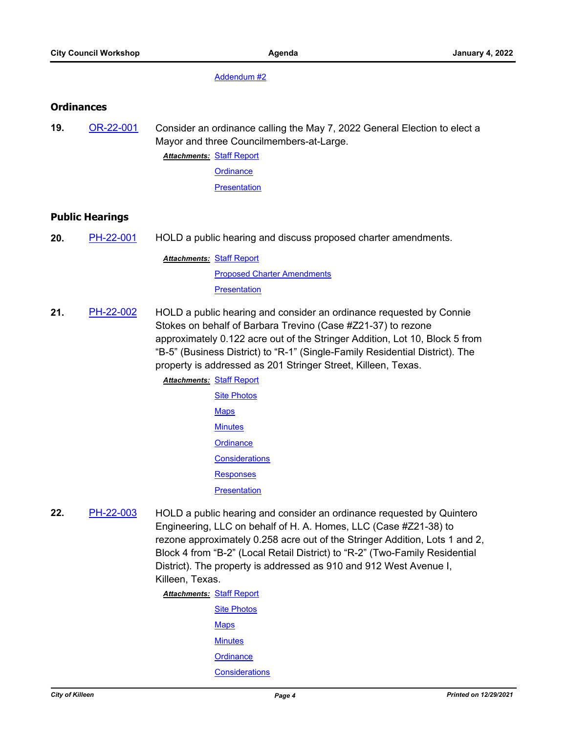Addendum #2

## Ordinances

**19.** OR-22-001 Consider an ordinance calling the May 7, 2022 General Election to elect a Mayor and three Councilmembers-at-Large.

***Attachments:*** Staff Report
Ordinance
Presentation

## Public Hearings

**20.** PH-22-001 HOLD a public hearing and discuss proposed charter amendments.

***Attachments:*** Staff Report
Proposed Charter Amendments
Presentation

**21.** PH-22-002 HOLD a public hearing and consider an ordinance requested by Connie Stokes on behalf of Barbara Trevino (Case #Z21-37) to rezone approximately 0.122 acre out of the Stringer Addition, Lot 10, Block 5 from "B-5" (Business District) to "R-1" (Single-Family Residential District). The property is addressed as 201 Stringer Street, Killeen, Texas.

***Attachments:*** Staff Report
Site Photos
Maps
Minutes
Ordinance
Considerations
Responses
Presentation

**22.** PH-22-003 HOLD a public hearing and consider an ordinance requested by Quintero Engineering, LLC on behalf of H. A. Homes, LLC (Case #Z21-38) to rezone approximately 0.258 acre out of the Stringer Addition, Lots 1 and 2, Block 4 from "B-2" (Local Retail District) to "R-2" (Two-Family Residential District). The property is addressed as 910 and 912 West Avenue I, Killeen, Texas.

***Attachments:*** Staff Report
Site Photos
Maps
Minutes
Ordinance
Considerations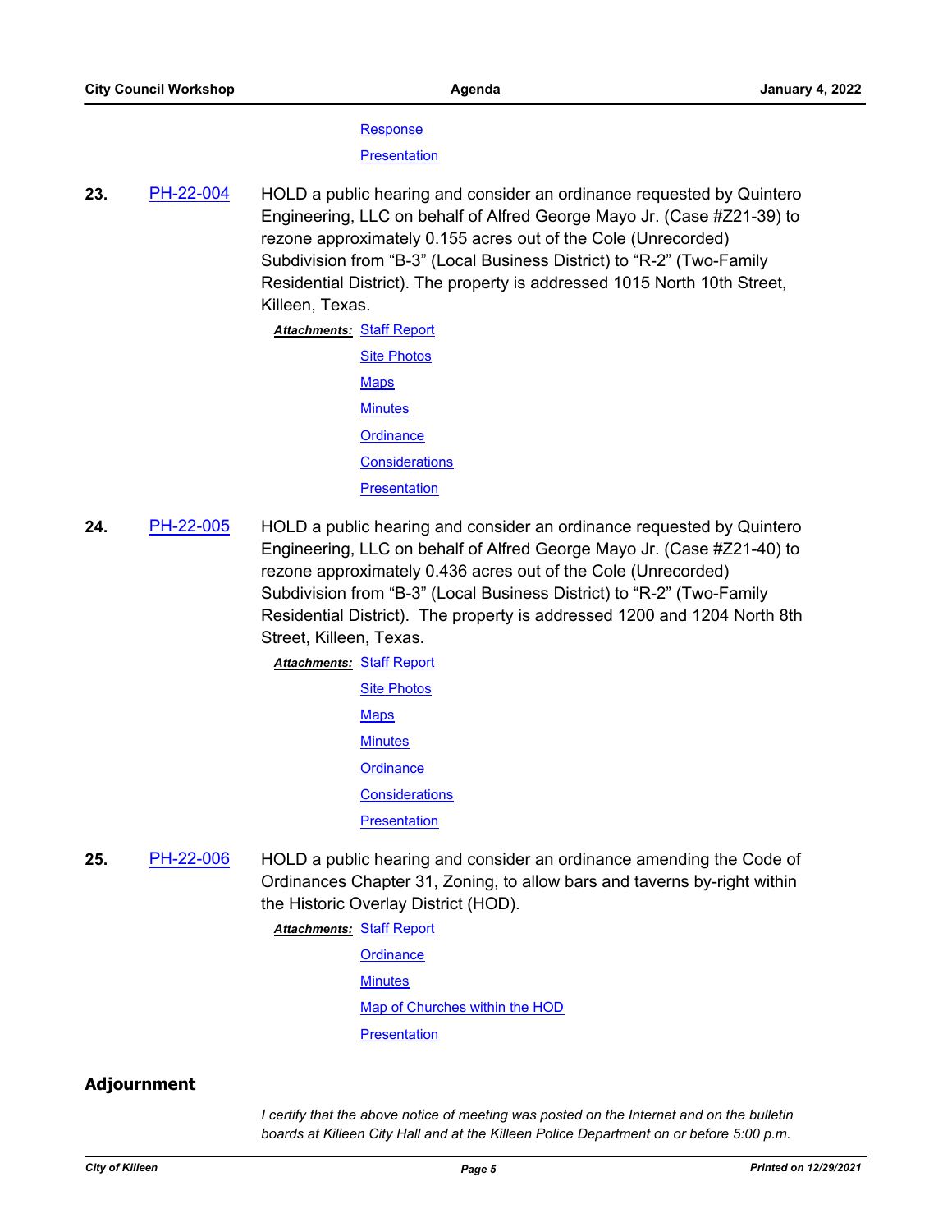Response

Presentation

**23.** PH-22-004 HOLD a public hearing and consider an ordinance requested by Quintero Engineering, LLC on behalf of Alfred George Mayo Jr. (Case #Z21-39) to rezone approximately 0.155 acres out of the Cole (Unrecorded) Subdivision from "B-3" (Local Business District) to "R-2" (Two-Family Residential District). The property is addressed 1015 North 10th Street, Killeen, Texas.

***Attachments:*** Staff Report

Site Photos

Maps

Minutes

Ordinance

Considerations

Presentation

**24.** PH-22-005 HOLD a public hearing and consider an ordinance requested by Quintero Engineering, LLC on behalf of Alfred George Mayo Jr. (Case #Z21-40) to rezone approximately 0.436 acres out of the Cole (Unrecorded) Subdivision from "B-3" (Local Business District) to "R-2" (Two-Family Residential District). The property is addressed 1200 and 1204 North 8th Street, Killeen, Texas.

***Attachments:*** Staff Report

Site Photos

Maps

Minutes

Ordinance

Considerations

Presentation

**25.** PH-22-006 HOLD a public hearing and consider an ordinance amending the Code of Ordinances Chapter 31, Zoning, to allow bars and taverns by-right within the Historic Overlay District (HOD).

***Attachments:*** Staff Report

Ordinance

Minutes

Map of Churches within the HOD

Presentation

## Adjournment

*I certify that the above notice of meeting was posted on the Internet and on the bulletin boards at Killeen City Hall and at the Killeen Police Department on or before 5:00 p.m.*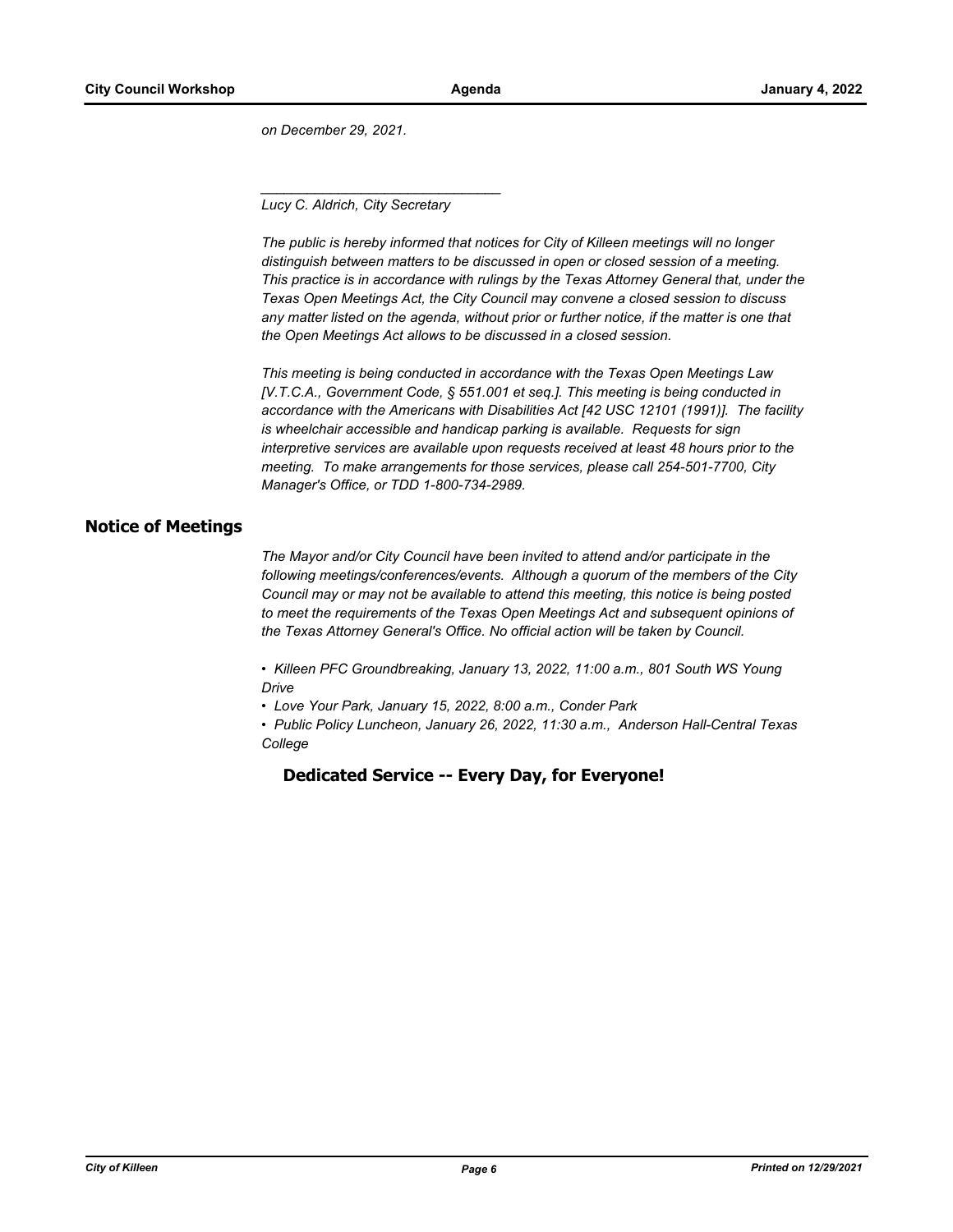*on December 29, 2021.*

_______________________________

*Lucy C. Aldrich, City Secretary*

*The public is hereby informed that notices for City of Killeen meetings will no longer distinguish between matters to be discussed in open or closed session of a meeting. This practice is in accordance with rulings by the Texas Attorney General that, under the Texas Open Meetings Act, the City Council may convene a closed session to discuss any matter listed on the agenda, without prior or further notice, if the matter is one that the Open Meetings Act allows to be discussed in a closed session.*

*This meeting is being conducted in accordance with the Texas Open Meetings Law [V.T.C.A., Government Code, § 551.001 et seq.]. This meeting is being conducted in accordance with the Americans with Disabilities Act [42 USC 12101 (1991)]. The facility is wheelchair accessible and handicap parking is available. Requests for sign interpretive services are available upon requests received at least 48 hours prior to the meeting. To make arrangements for those services, please call 254-501-7700, City Manager's Office, or TDD 1-800-734-2989.*

## Notice of Meetings

*The Mayor and/or City Council have been invited to attend and/or participate in the following meetings/conferences/events. Although a quorum of the members of the City Council may or may not be available to attend this meeting, this notice is being posted to meet the requirements of the Texas Open Meetings Act and subsequent opinions of the Texas Attorney General's Office. No official action will be taken by Council.*

- *Killeen PFC Groundbreaking, January 13, 2022, 11:00 a.m., 801 South WS Young Drive*
- *Love Your Park, January 15, 2022, 8:00 a.m., Conder Park*
- *Public Policy Luncheon, January 26, 2022, 11:30 a.m., Anderson Hall-Central Texas College*

**Dedicated Service -- Every Day, for Everyone!**